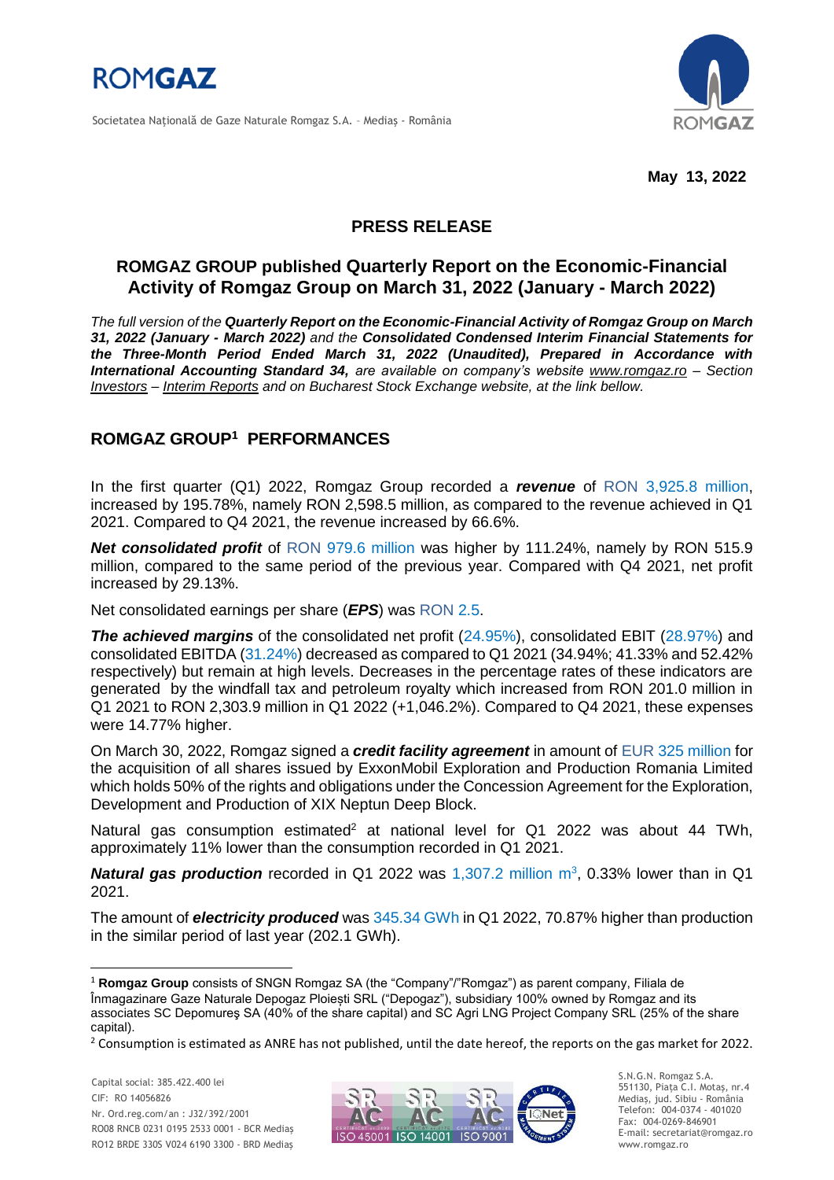May 13, 2022

## PRESS RELEASE

# ROMGAZ GROUP published Quarterly Report on the Economic-Financial Activity of Romgaz Group on March 31, 2022 (January - March 2022)

*The full version of the **Quarterly Report on the Economic-Financial Activity of Romgaz Group on March 31, 2022 (January - March 2022)** and the **Consolidated Condensed Interim Financial Statements for the Three-Month Period Ended March 31, 2022 (Unaudited), Prepared in Accordance with International Accounting Standard 34,** are available on company's website www.romgaz.ro – Section Investors – Interim Reports and on Bucharest Stock Exchange website, at the link bellow.*

## ROMGAZ GROUP[1] PERFORMANCES

In the first quarter (Q1) 2022, Romgaz Group recorded a ***revenue*** of RON 3,925.8 million, increased by 195.78%, namely RON 2,598.5 million, as compared to the revenue achieved in Q1 2021. Compared to Q4 2021, the revenue increased by 66.6%.

***Net consolidated profit*** of RON 979.6 million was higher by 111.24%, namely by RON 515.9 million, compared to the same period of the previous year. Compared with Q4 2021, net profit increased by 29.13%.

Net consolidated earnings per share (***EPS***) was RON 2.5.

***The achieved margins*** of the consolidated net profit (24.95%), consolidated EBIT (28.97%) and consolidated EBITDA (31.24%) decreased as compared to Q1 2021 (34.94%; 41.33% and 52.42% respectively) but remain at high levels. Decreases in the percentage rates of these indicators are generated by the windfall tax and petroleum royalty which increased from RON 201.0 million in Q1 2021 to RON 2,303.9 million in Q1 2022 (+1,046.2%). Compared to Q4 2021, these expenses were 14.77% higher.

On March 30, 2022, Romgaz signed a ***credit facility agreement*** in amount of EUR 325 million for the acquisition of all shares issued by ExxonMobil Exploration and Production Romania Limited which holds 50% of the rights and obligations under the Concession Agreement for the Exploration, Development and Production of XIX Neptun Deep Block.

Natural gas consumption estimated[2] at national level for Q1 2022 was about 44 TWh, approximately 11% lower than the consumption recorded in Q1 2021.

***Natural gas production*** recorded in Q1 2022 was 1,307.2 million $m^3$, 0.33% lower than in Q1 2021.

The amount of ***electricity produced*** was 345.34 GWh in Q1 2022, 70.87% higher than production in the similar period of last year (202.1 GWh).

---

[1] **Romgaz Group** consists of SNGN Romgaz SA (the "Company"/"Romgaz") as parent company, Filiala de Înmagazinare Gaze Naturale Depogaz Ploiești SRL ("Depogaz"), subsidiary 100% owned by Romgaz and its associates SC Depomureş SA (40% of the share capital) and SC Agri LNG Project Company SRL (25% of the share capital).

[2] Consumption is estimated as ANRE has not published, until the date hereof, the reports on the gas market for 2022.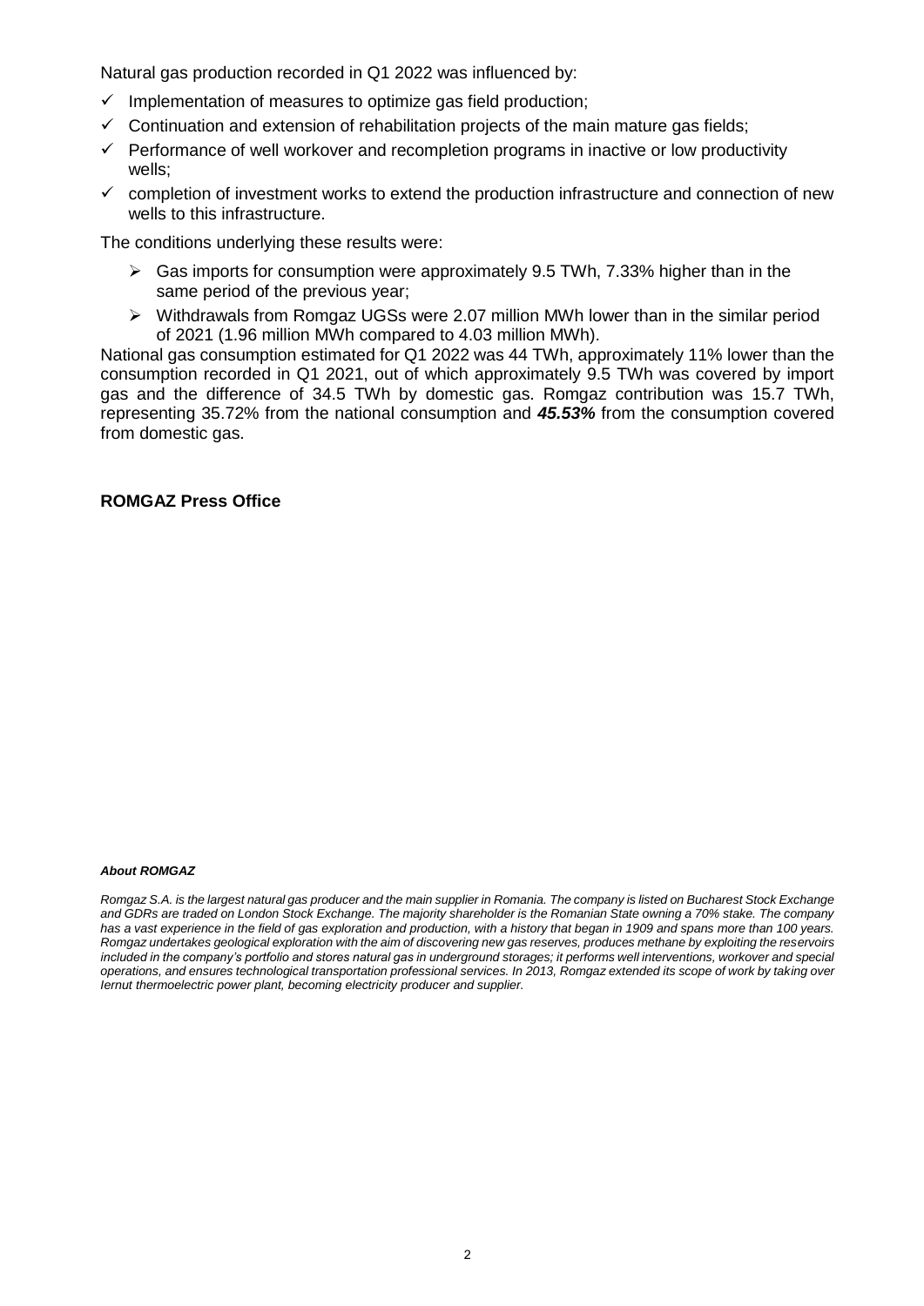Natural gas production recorded in Q1 2022 was influenced by:

- ✓ Implementation of measures to optimize gas field production;
- ✓ Continuation and extension of rehabilitation projects of the main mature gas fields;
- ✓ Performance of well workover and recompletion programs in inactive or low productivity wells;
- ✓ completion of investment works to extend the production infrastructure and connection of new wells to this infrastructure.

The conditions underlying these results were:

- ➢ Gas imports for consumption were approximately 9.5 TWh, 7.33% higher than in the same period of the previous year;
- ➢ Withdrawals from Romgaz UGSs were 2.07 million MWh lower than in the similar period of 2021 (1.96 million MWh compared to 4.03 million MWh).

National gas consumption estimated for Q1 2022 was 44 TWh, approximately 11% lower than the consumption recorded in Q1 2021, out of which approximately 9.5 TWh was covered by import gas and the difference of 34.5 TWh by domestic gas. Romgaz contribution was 15.7 TWh, representing 35.72% from the national consumption and ***45.53%*** from the consumption covered from domestic gas.

**ROMGAZ Press Office**

***About ROMGAZ***

*Romgaz S.A. is the largest natural gas producer and the main supplier in Romania. The company is listed on Bucharest Stock Exchange and GDRs are traded on London Stock Exchange. The majority shareholder is the Romanian State owning a 70% stake. The company has a vast experience in the field of gas exploration and production, with a history that began in 1909 and spans more than 100 years. Romgaz undertakes geological exploration with the aim of discovering new gas reserves, produces methane by exploiting the reservoirs included in the company's portfolio and stores natural gas in underground storages; it performs well interventions, workover and special operations, and ensures technological transportation professional services. In 2013, Romgaz extended its scope of work by taking over Iernut thermoelectric power plant, becoming electricity producer and supplier.*